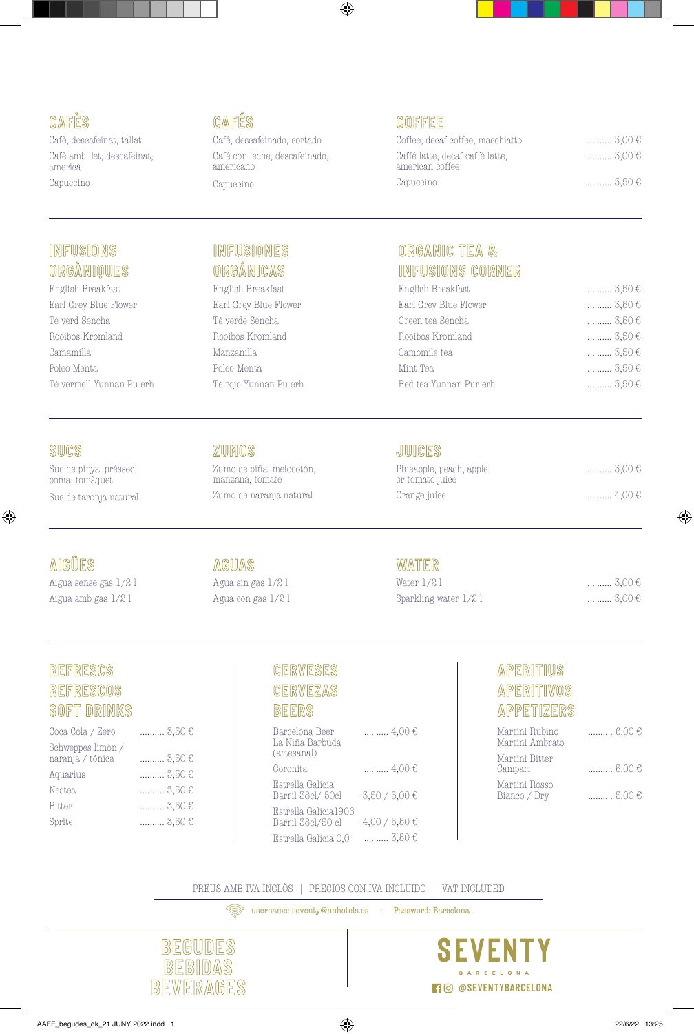# BEGUDES / BEBIDAS / BEVERAGES

## CAFÈS / CAFÉS / COFFEE

| CAFÈS | CAFÉS | COFFEE | |
|---|---|---|---|
| Cafè, descafeïnat, tallat | Café, descafeinado, cortado | Coffee, decaf coffee, macchiatto | 3,00 € |
| Cafè amb llet, descafeïnat, americà | Café con leche, descafeinado, americano | Caffé latte, decaf caffé latte, american coffee | 3,00 € |
| Capuccino | Capuccino | Capuccino | 3,50 € |

## INFUSIONS ORGÀNIQUES / INFUSIONES ORGÁNICAS / ORGANIC TEA & INFUSIONS CORNER

| INFUSIONS ORGÀNIQUES | INFUSIONES ORGÁNICAS | ORGANIC TEA & INFUSIONS CORNER | |
|---|---|---|---|
| English Breakfast | English Breakfast | English Breakfast | 3,50 € |
| Earl Grey Blue Flower | Earl Grey Blue Flower | Earl Grey Blue Flower | 3,50 € |
| Tè verd Sencha | Té verde Sencha | Green tea Sencha | 3,50 € |
| Rooibos Kromland | Rooibos Kromland | Rooibos Kromland | 3,50 € |
| Camamilla | Manzanilla | Camomile tea | 3,50 € |
| Poleo Menta | Poleo Menta | Mint Tea | 3,50 € |
| Tè vermell Yunnan Pu erh | Té rojo Yunnan Pu erh | Red tea Yunnan Pur erh | 3,50 € |

## SUCS / ZUMOS / JUICES

| SUCS | ZUMOS | JUICES | |
|---|---|---|---|
| Suc de pinya, préssec, poma, tomàquet | Zumo de piña, melocotón, manzana, tomate | Pineapple, peach, apple or tomato juice | 3,00 € |
| Suc de taronja natural | Zumo de naranja natural | Orange juice | 4,00 € |

## AIGÜES / AGUAS / WATER

| AIGÜES | AGUAS | WATER | |
|---|---|---|---|
| Aigua sense gas 1/2 l | Agua sin gas 1/2 l | Water 1/2 l | 3,00 € |
| Aigua amb gas 1/2 l | Agua con gas 1/2 l | Sparkling water 1/2 l | 3,00 € |

## REFRESCS / REFRESCOS / SOFT DRINKS

| | |
|---|---|
| Coca Cola / Zero | 3,50 € |
| Schweppes limón / naranja / tónica | 3,50 € |
| Aquarius | 3,50 € |
| Nestea | 3,50 € |
| Bitter | 3,50 € |
| Sprite | 3,50 € |

## CERVESES / CERVEZAS / BEERS

| | |
|---|---|
| Barcelona Beer La Niña Barbuda (artesanal) | 4,00 € |
| Coronita | 4,00 € |
| Estrella Galicia Barril 38cl/ 50cl | 3,50 / 5,00 € |
| Estrella Galicia1906 Barril 38cl/50 cl | 4,00 / 5,50 € |
| Estrella Galicia 0,0 | 3,50 € |

## APERITIUS / APERITIVOS / APPETIZERS

| | |
|---|---|
| Martini Rubino Martini Ambrato | 6,00 € |
| Martini Bitter Campari | 6,00 € |
| Martini Rosso Bianco / Dry | 6,00 € |

PREUS AMB IVA INCLÒS | PRECIOS CON IVA INCLUIDO | VAT INCLUDED

username: seventy@nnhotels.es · Password: Barcelona

SEVENTY BARCELONA

@SEVENTYBARCELONA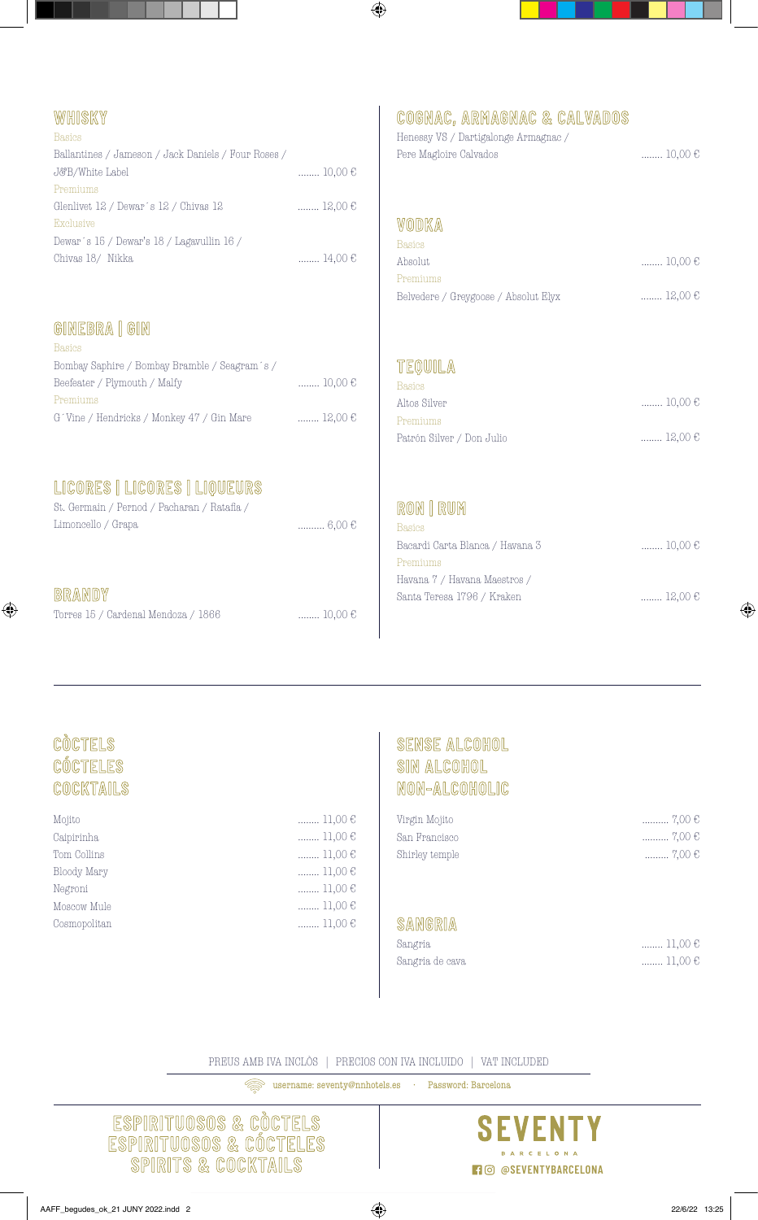## WHISKY

Basics

Ballantines / Jameson / Jack Daniels / Four Roses / J&B/White Label ........ 10,00 €

Premiums

Glenlivet 12 / Dewar´s 12 / Chivas 12 ........ 12,00 €

Exclusive

Dewar´s 15 / Dewar's 18 / Lagavullin 16 / Chivas 18/ Nikka ........ 14,00 €

## GINEBRA | GIN

Basics

Bombay Saphire / Bombay Bramble / Seagram´s / Beefeater / Plymouth / Malfy ........ 10,00 €

Premiums

G´Vine / Hendricks / Monkey 47 / Gin Mare ........ 12,00 €

## LICORES | LICORES | LIQUEURS

St. Germain / Pernod / Pacharan / Ratafia / Limoncello / Grapa .......... 6,00 €

## BRANDY

Torres 15 / Cardenal Mendoza / 1866 ........ 10,00 €

## COGNAC, ARMAGNAC & CALVADOS

Henessy VS / Dartigalonge Armagnac / Pere Magloire Calvados ........ 10,00 €

## VODKA

Basics

Absolut ........ 10,00 €

Premiums

Belvedere / Greygoose / Absolut Elyx ........ 12,00 €

## TEQUILA

Basics

Altos Silver ........ 10,00 €

Premiums

Patrón Silver / Don Julio ........ 12,00 €

## RON | RUM

Basics

Bacardi Carta Blanca / Havana 3 ........ 10,00 €

Premiums

Havana 7 / Havana Maestros / Santa Teresa 1796 / Kraken ........ 12,00 €

## CÒCTELS
## CÓCTELES
## COCKTAILS

Mojito ........ 11,00 €
Caipirinha ........ 11,00 €
Tom Collins ........ 11,00 €
Bloody Mary ........ 11,00 €
Negroni ........ 11,00 €
Moscow Mule ........ 11,00 €
Cosmopolitan ........ 11,00 €

## SENSE ALCOHOL
## SIN ALCOHOL
## NON-ALCOHOLIC

Virgin Mojito .......... 7,00 €
San Francisco .......... 7,00 €
Shirley temple ......... 7,00 €

## SANGRIA

Sangria ........ 11,00 €
Sangria de cava ........ 11,00 €

PREUS AMB IVA INCLÒS | PRECIOS CON IVA INCLUIDO | VAT INCLUDED

username: seventy@nnhotels.es · Password: Barcelona

# ESPIRITUOSOS & CÒCTELS
# ESPIRITUOSOS & CÓCTELES
# SPIRITS & COCKTAILS

SEVENTY
BARCELONA

@SEVENTYBARCELONA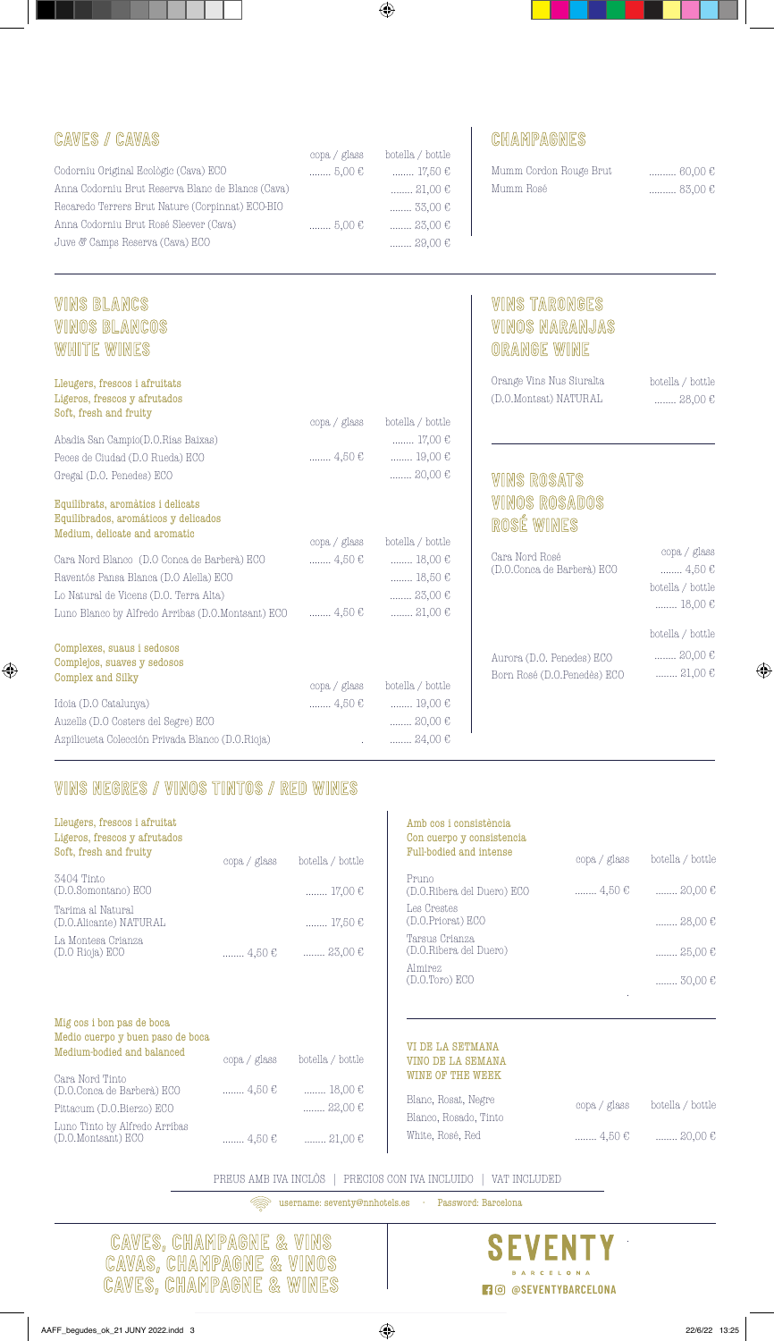## CAVES / CAVAS

| | copa / glass | botella / bottle |
|---|---|---|
| Codorniu Original Ecològic (Cava) ECO | ........ 5,00 € | ........ 17,50 € |
| Anna Codorniu Brut Reserva Blanc de Blancs (Cava) | | ........ 21,00 € |
| Recaredo Terrers Brut Nature (Corpinnat) ECO-BIO | | ........ 33,00 € |
| Anna Codorniu Brut Rosé Sleever (Cava) | ........ 5,00 € | ........ 23,00 € |
| Juve & Camps Reserva (Cava) ECO | | ........ 29,00 € |

## CHAMPAGNES

| | |
|---|---|
| Mumm Cordon Rouge Brut | .......... 60,00 € |
| Mumm Rosé | .......... 83,00 € |

## VINS BLANCS
## VINOS BLANCOS
## WHITE WINES

### Lleugers, frescos i afruitats
### Ligeros, frescos y afrutados
### Soft, fresh and fruity

| | copa / glass | botella / bottle |
|---|---|---|
| Abadia San Campio(D.O.Rias Baixas) | | ........ 17,00 € |
| Peces de Ciudad (D.O Rueda) ECO | ........ 4,50 € | ........ 19,00 € |
| Gregal (D.O. Penedes) ECO | | ........ 20,00 € |

### Equilibrats, aromàtics i delicats
### Equilibrados, aromáticos y delicados
### Medium, delicate and aromatic

| | copa / glass | botella / bottle |
|---|---|---|
| Cara Nord Blanco (D.O Conca de Barberà) ECO | ........ 4,50 € | ........ 18,00 € |
| Raventós Pansa Blanca (D.O Alella) ECO | | ........ 18,50 € |
| Lo Natural de Vicens (D.O. Terra Alta) | | ........ 23,00 € |
| Luno Blanco by Alfredo Arribas (D.O.Montsant) ECO | ........ 4,50 € | ........ 21,00 € |

### Complexes, suaus i sedosos
### Complejos, suaves y sedosos
### Complex and Silky

| | copa / glass | botella / bottle |
|---|---|---|
| Idoia (D.O Catalunya) | ........ 4,50 € | ........ 19,00 € |
| Auzells (D.O Costers del Segre) ECO | | ........ 20,00 € |
| Azpilicueta Colección Privada Blanco (D.O.Rioja) | | ........ 24,00 € |

## VINS TARONGES
## VINOS NARANJAS
## ORANGE WINE

| | botella / bottle |
|---|---|
| Orange Vins Nus Siuralta (D.O.Montsat) NATURAL | ........ 28,00 € |

## VINS ROSATS
## VINOS ROSADOS
## ROSÉ WINES

| | copa / glass | botella / bottle |
|---|---|---|
| Cara Nord Rosé (D.O.Conca de Barberà) ECO | ........ 4,50 € | ........ 18,00 € |
| Aurora (D.O. Penedes) ECO | | ........ 20,00 € |
| Born Rosé (D.O.Penedès) ECO | | ........ 21,00 € |

## VINS NEGRES / VINOS TINTOS / RED WINES

### Lleugers, frescos i afruitat
### Ligeros, frescos y afrutados
### Soft, fresh and fruity

| | copa / glass | botella / bottle |
|---|---|---|
| 3404 Tinto (D.O.Somontano) ECO | | ........ 17,00 € |
| Tarima al Natural (D.O.Alicante) NATURAL | | ........ 17,50 € |
| La Montesa Crianza (D.O Rioja) ECO | ........ 4,50 € | ........ 23,00 € |

### Mig cos i bon pas de boca
### Medio cuerpo y buen paso de boca
### Medium-bodied and balanced

| | copa / glass | botella / bottle |
|---|---|---|
| Cara Nord Tinto (D.O.Conca de Barberà) ECO | ........ 4,50 € | ........ 18,00 € |
| Pittacum (D.O.Bierzo) ECO | | ........ 22,00 € |
| Luno Tinto by Alfredo Arribas (D.O.Montsant) ECO | ........ 4,50 € | ........ 21,00 € |

### Amb cos i consistència
### Con cuerpo y consistencia
### Full-bodied and intense

| | copa / glass | botella / bottle |
|---|---|---|
| Pruno (D.O.Ribera del Duero) ECO | ........ 4,50 € | ........ 20,00 € |
| Les Crestes (D.O.Priorat) ECO | | ........ 28,00 € |
| Tarsus Crianza (D.O.Ribera del Duero) | | ........ 25,00 € |
| Almirez (D.O.Toro) ECO | | ........ 30,00 € |

### VI DE LA SETMANA
### VINO DE LA SEMANA
### WINE OF THE WEEK

| | copa / glass | botella / bottle |
|---|---|---|
| Blanc, Rosat, Negre<br>Blanco, Rosado, Tinto<br>White, Rosé, Red | ........ 4,50 € | ........ 20,00 € |

PREUS AMB IVA INCLÒS | PRECIOS CON IVA INCLUIDO | VAT INCLUDED

username: seventy@nnhotels.es · Password: Barcelona

CAVES, CHAMPAGNE & VINS
CAVAS, CHAMPAGNE & VINOS
CAVES, CHAMPAGNE & WINES

SEVENTY
BARCELONA
@SEVENTYBARCELONA